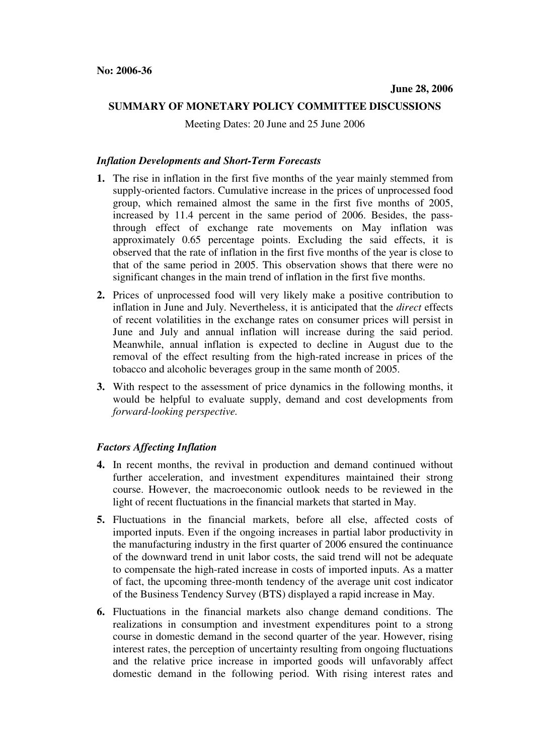**No: 2006-36**

**June 28, 2006**

**SUMMARY OF MONETARY POLICY COMMITTEE DISCUSSIONS**

Meeting Dates: 20 June and 25 June 2006

***Inflation Developments and Short-Term Forecasts***

**1.** The rise in inflation in the first five months of the year mainly stemmed from supply-oriented factors. Cumulative increase in the prices of unprocessed food group, which remained almost the same in the first five months of 2005, increased by 11.4 percent in the same period of 2006. Besides, the pass-through effect of exchange rate movements on May inflation was approximately 0.65 percentage points. Excluding the said effects, it is observed that the rate of inflation in the first five months of the year is close to that of the same period in 2005. This observation shows that there were no significant changes in the main trend of inflation in the first five months.

**2.** Prices of unprocessed food will very likely make a positive contribution to inflation in June and July. Nevertheless, it is anticipated that the *direct* effects of recent volatilities in the exchange rates on consumer prices will persist in June and July and annual inflation will increase during the said period. Meanwhile, annual inflation is expected to decline in August due to the removal of the effect resulting from the high-rated increase in prices of the tobacco and alcoholic beverages group in the same month of 2005.

**3.** With respect to the assessment of price dynamics in the following months, it would be helpful to evaluate supply, demand and cost developments from *forward-looking perspective.*

***Factors Affecting Inflation***

**4.** In recent months, the revival in production and demand continued without further acceleration, and investment expenditures maintained their strong course. However, the macroeconomic outlook needs to be reviewed in the light of recent fluctuations in the financial markets that started in May.

**5.** Fluctuations in the financial markets, before all else, affected costs of imported inputs. Even if the ongoing increases in partial labor productivity in the manufacturing industry in the first quarter of 2006 ensured the continuance of the downward trend in unit labor costs, the said trend will not be adequate to compensate the high-rated increase in costs of imported inputs. As a matter of fact, the upcoming three-month tendency of the average unit cost indicator of the Business Tendency Survey (BTS) displayed a rapid increase in May.

**6.** Fluctuations in the financial markets also change demand conditions. The realizations in consumption and investment expenditures point to a strong course in domestic demand in the second quarter of the year. However, rising interest rates, the perception of uncertainty resulting from ongoing fluctuations and the relative price increase in imported goods will unfavorably affect domestic demand in the following period. With rising interest rates and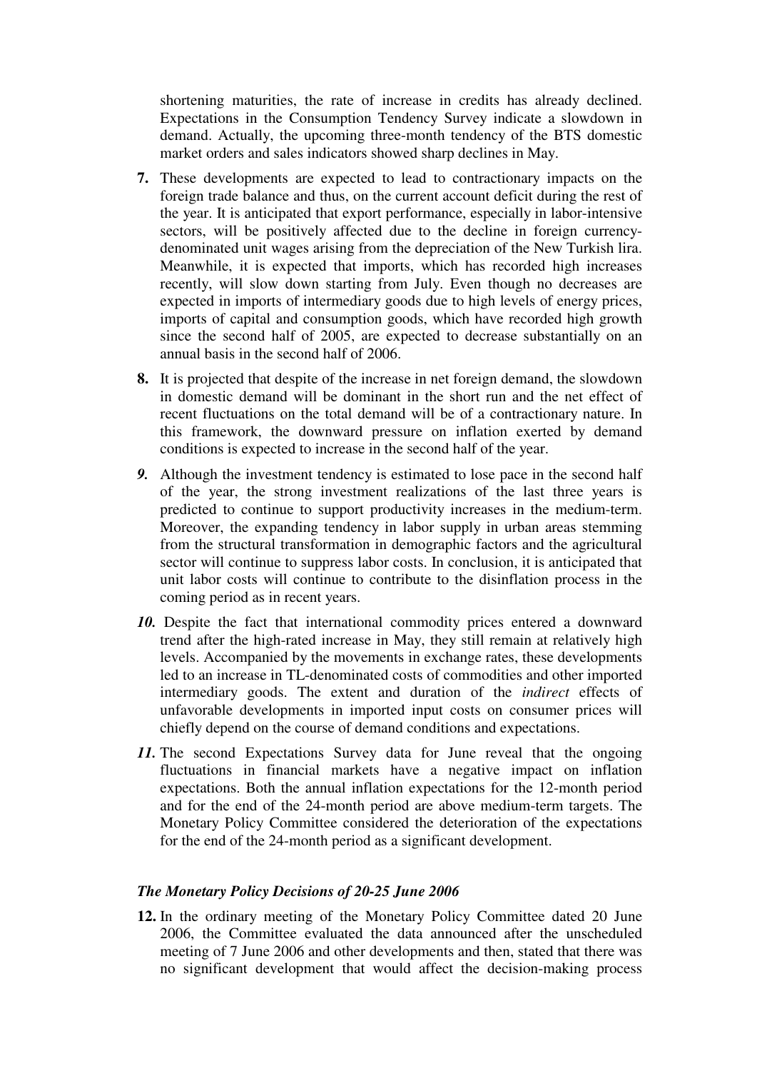shortening maturities, the rate of increase in credits has already declined. Expectations in the Consumption Tendency Survey indicate a slowdown in demand. Actually, the upcoming three-month tendency of the BTS domestic market orders and sales indicators showed sharp declines in May.

**7.** These developments are expected to lead to contractionary impacts on the foreign trade balance and thus, on the current account deficit during the rest of the year. It is anticipated that export performance, especially in labor-intensive sectors, will be positively affected due to the decline in foreign currency-denominated unit wages arising from the depreciation of the New Turkish lira. Meanwhile, it is expected that imports, which has recorded high increases recently, will slow down starting from July. Even though no decreases are expected in imports of intermediary goods due to high levels of energy prices, imports of capital and consumption goods, which have recorded high growth since the second half of 2005, are expected to decrease substantially on an annual basis in the second half of 2006.

**8.** It is projected that despite of the increase in net foreign demand, the slowdown in domestic demand will be dominant in the short run and the net effect of recent fluctuations on the total demand will be of a contractionary nature. In this framework, the downward pressure on inflation exerted by demand conditions is expected to increase in the second half of the year.

***9.*** Although the investment tendency is estimated to lose pace in the second half of the year, the strong investment realizations of the last three years is predicted to continue to support productivity increases in the medium-term. Moreover, the expanding tendency in labor supply in urban areas stemming from the structural transformation in demographic factors and the agricultural sector will continue to suppress labor costs. In conclusion, it is anticipated that unit labor costs will continue to contribute to the disinflation process in the coming period as in recent years.

***10.*** Despite the fact that international commodity prices entered a downward trend after the high-rated increase in May, they still remain at relatively high levels. Accompanied by the movements in exchange rates, these developments led to an increase in TL-denominated costs of commodities and other imported intermediary goods. The extent and duration of the *indirect* effects of unfavorable developments in imported input costs on consumer prices will chiefly depend on the course of demand conditions and expectations.

***11.*** The second Expectations Survey data for June reveal that the ongoing fluctuations in financial markets have a negative impact on inflation expectations. Both the annual inflation expectations for the 12-month period and for the end of the 24-month period are above medium-term targets. The Monetary Policy Committee considered the deterioration of the expectations for the end of the 24-month period as a significant development.

### *The Monetary Policy Decisions of 20-25 June 2006*

**12.** In the ordinary meeting of the Monetary Policy Committee dated 20 June 2006, the Committee evaluated the data announced after the unscheduled meeting of 7 June 2006 and other developments and then, stated that there was no significant development that would affect the decision-making process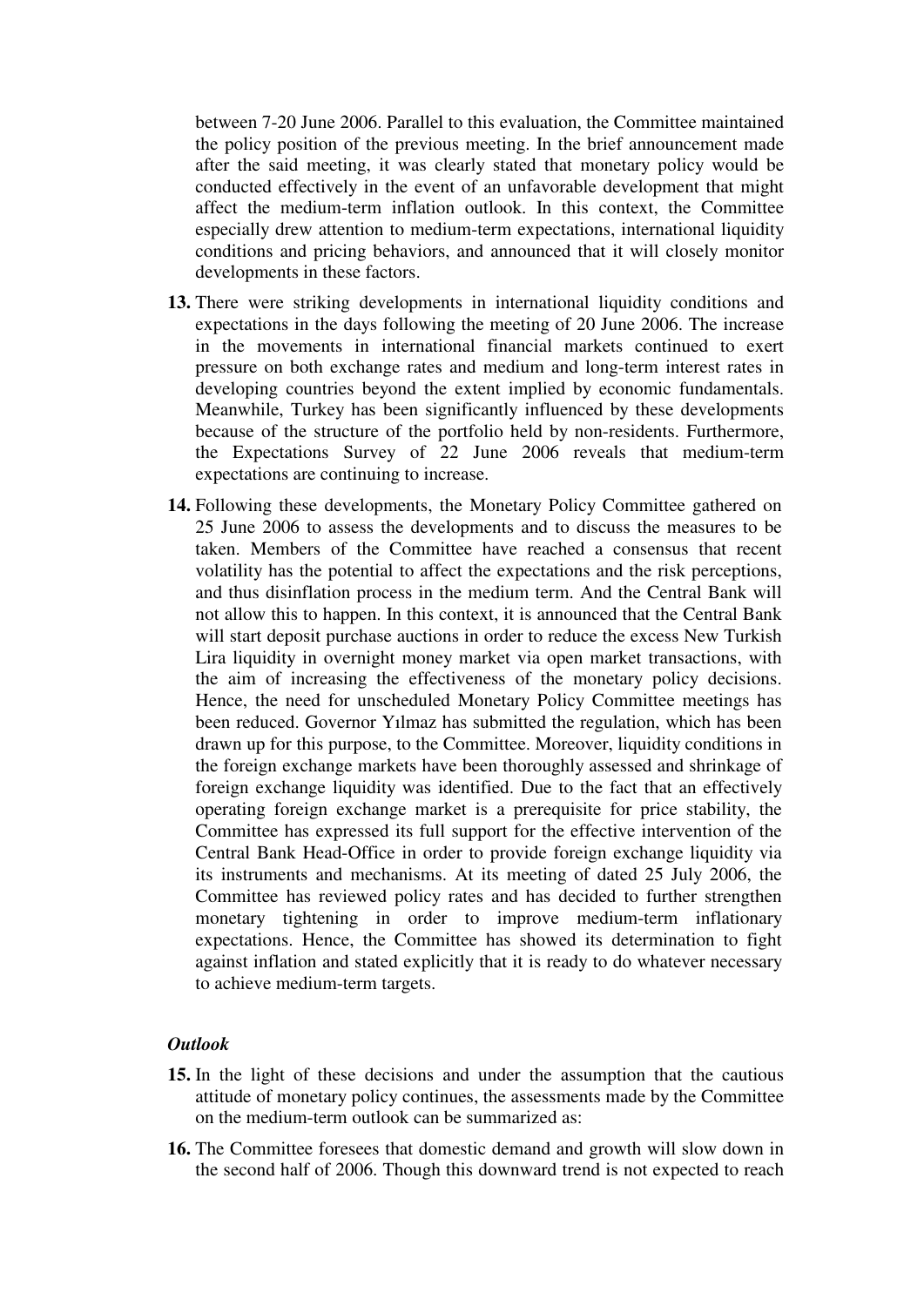between 7-20 June 2006. Parallel to this evaluation, the Committee maintained the policy position of the previous meeting. In the brief announcement made after the said meeting, it was clearly stated that monetary policy would be conducted effectively in the event of an unfavorable development that might affect the medium-term inflation outlook. In this context, the Committee especially drew attention to medium-term expectations, international liquidity conditions and pricing behaviors, and announced that it will closely monitor developments in these factors.

**13.** There were striking developments in international liquidity conditions and expectations in the days following the meeting of 20 June 2006. The increase in the movements in international financial markets continued to exert pressure on both exchange rates and medium and long-term interest rates in developing countries beyond the extent implied by economic fundamentals. Meanwhile, Turkey has been significantly influenced by these developments because of the structure of the portfolio held by non-residents. Furthermore, the Expectations Survey of 22 June 2006 reveals that medium-term expectations are continuing to increase.

**14.** Following these developments, the Monetary Policy Committee gathered on 25 June 2006 to assess the developments and to discuss the measures to be taken. Members of the Committee have reached a consensus that recent volatility has the potential to affect the expectations and the risk perceptions, and thus disinflation process in the medium term. And the Central Bank will not allow this to happen. In this context, it is announced that the Central Bank will start deposit purchase auctions in order to reduce the excess New Turkish Lira liquidity in overnight money market via open market transactions, with the aim of increasing the effectiveness of the monetary policy decisions. Hence, the need for unscheduled Monetary Policy Committee meetings has been reduced. Governor Yılmaz has submitted the regulation, which has been drawn up for this purpose, to the Committee. Moreover, liquidity conditions in the foreign exchange markets have been thoroughly assessed and shrinkage of foreign exchange liquidity was identified. Due to the fact that an effectively operating foreign exchange market is a prerequisite for price stability, the Committee has expressed its full support for the effective intervention of the Central Bank Head-Office in order to provide foreign exchange liquidity via its instruments and mechanisms. At its meeting of dated 25 July 2006, the Committee has reviewed policy rates and has decided to further strengthen monetary tightening in order to improve medium-term inflationary expectations. Hence, the Committee has showed its determination to fight against inflation and stated explicitly that it is ready to do whatever necessary to achieve medium-term targets.

***Outlook***

**15.** In the light of these decisions and under the assumption that the cautious attitude of monetary policy continues, the assessments made by the Committee on the medium-term outlook can be summarized as:

**16.** The Committee foresees that domestic demand and growth will slow down in the second half of 2006. Though this downward trend is not expected to reach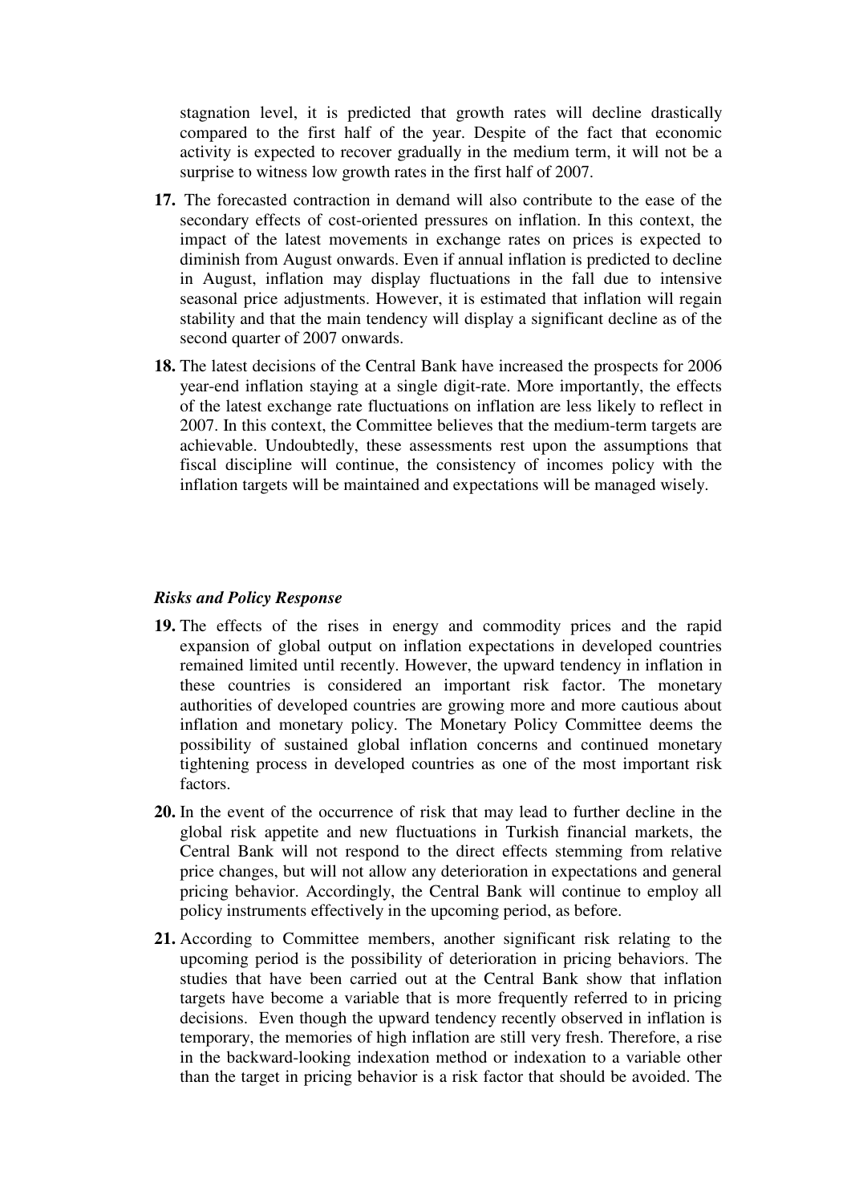stagnation level, it is predicted that growth rates will decline drastically compared to the first half of the year. Despite of the fact that economic activity is expected to recover gradually in the medium term, it will not be a surprise to witness low growth rates in the first half of 2007.

**17.** The forecasted contraction in demand will also contribute to the ease of the secondary effects of cost-oriented pressures on inflation. In this context, the impact of the latest movements in exchange rates on prices is expected to diminish from August onwards. Even if annual inflation is predicted to decline in August, inflation may display fluctuations in the fall due to intensive seasonal price adjustments. However, it is estimated that inflation will regain stability and that the main tendency will display a significant decline as of the second quarter of 2007 onwards.

**18.** The latest decisions of the Central Bank have increased the prospects for 2006 year-end inflation staying at a single digit-rate. More importantly, the effects of the latest exchange rate fluctuations on inflation are less likely to reflect in 2007. In this context, the Committee believes that the medium-term targets are achievable. Undoubtedly, these assessments rest upon the assumptions that fiscal discipline will continue, the consistency of incomes policy with the inflation targets will be maintained and expectations will be managed wisely.

***Risks and Policy Response***

**19.** The effects of the rises in energy and commodity prices and the rapid expansion of global output on inflation expectations in developed countries remained limited until recently. However, the upward tendency in inflation in these countries is considered an important risk factor. The monetary authorities of developed countries are growing more and more cautious about inflation and monetary policy. The Monetary Policy Committee deems the possibility of sustained global inflation concerns and continued monetary tightening process in developed countries as one of the most important risk factors.

**20.** In the event of the occurrence of risk that may lead to further decline in the global risk appetite and new fluctuations in Turkish financial markets, the Central Bank will not respond to the direct effects stemming from relative price changes, but will not allow any deterioration in expectations and general pricing behavior. Accordingly, the Central Bank will continue to employ all policy instruments effectively in the upcoming period, as before.

**21.** According to Committee members, another significant risk relating to the upcoming period is the possibility of deterioration in pricing behaviors. The studies that have been carried out at the Central Bank show that inflation targets have become a variable that is more frequently referred to in pricing decisions. Even though the upward tendency recently observed in inflation is temporary, the memories of high inflation are still very fresh. Therefore, a rise in the backward-looking indexation method or indexation to a variable other than the target in pricing behavior is a risk factor that should be avoided. The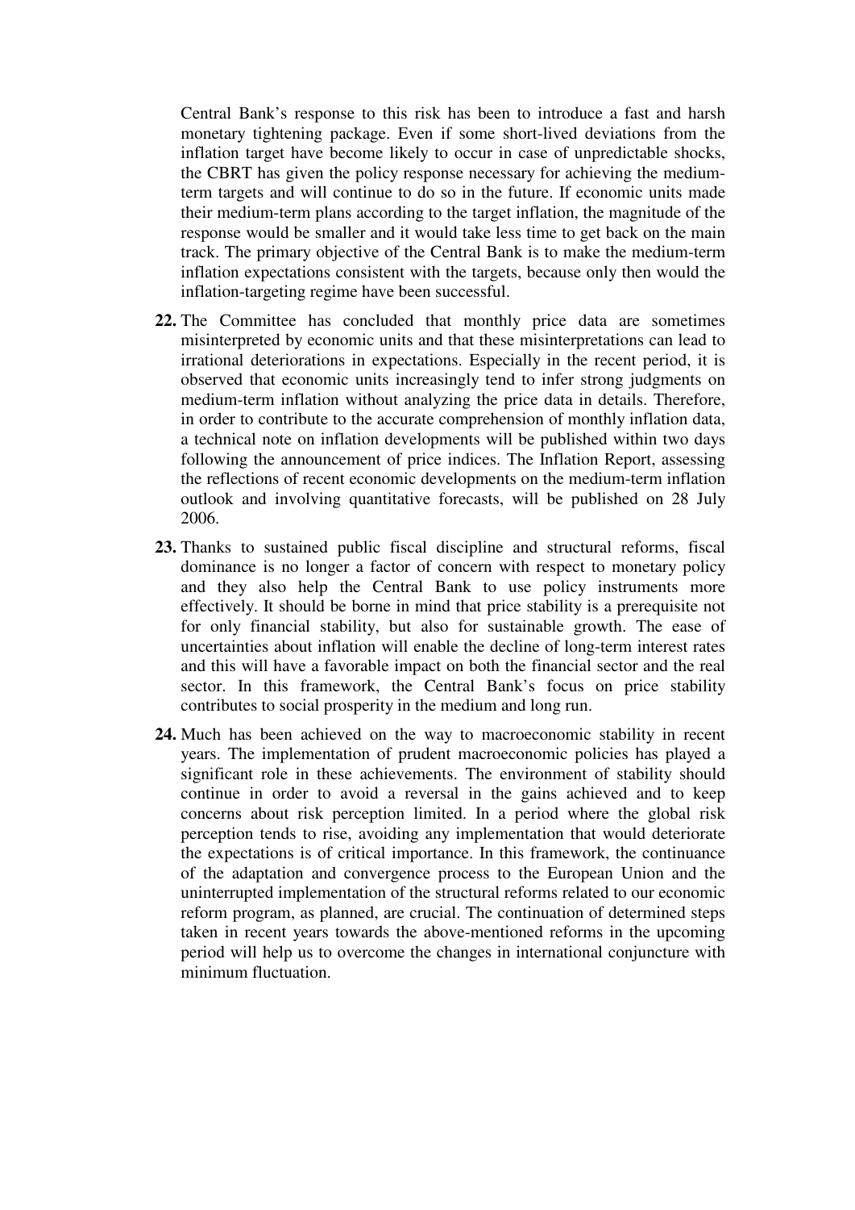Central Bank's response to this risk has been to introduce a fast and harsh monetary tightening package. Even if some short-lived deviations from the inflation target have become likely to occur in case of unpredictable shocks, the CBRT has given the policy response necessary for achieving the medium-term targets and will continue to do so in the future. If economic units made their medium-term plans according to the target inflation, the magnitude of the response would be smaller and it would take less time to get back on the main track. The primary objective of the Central Bank is to make the medium-term inflation expectations consistent with the targets, because only then would the inflation-targeting regime have been successful.

**22.** The Committee has concluded that monthly price data are sometimes misinterpreted by economic units and that these misinterpretations can lead to irrational deteriorations in expectations. Especially in the recent period, it is observed that economic units increasingly tend to infer strong judgments on medium-term inflation without analyzing the price data in details. Therefore, in order to contribute to the accurate comprehension of monthly inflation data, a technical note on inflation developments will be published within two days following the announcement of price indices. The Inflation Report, assessing the reflections of recent economic developments on the medium-term inflation outlook and involving quantitative forecasts, will be published on 28 July 2006.

**23.** Thanks to sustained public fiscal discipline and structural reforms, fiscal dominance is no longer a factor of concern with respect to monetary policy and they also help the Central Bank to use policy instruments more effectively. It should be borne in mind that price stability is a prerequisite not for only financial stability, but also for sustainable growth. The ease of uncertainties about inflation will enable the decline of long-term interest rates and this will have a favorable impact on both the financial sector and the real sector. In this framework, the Central Bank's focus on price stability contributes to social prosperity in the medium and long run.

**24.** Much has been achieved on the way to macroeconomic stability in recent years. The implementation of prudent macroeconomic policies has played a significant role in these achievements. The environment of stability should continue in order to avoid a reversal in the gains achieved and to keep concerns about risk perception limited. In a period where the global risk perception tends to rise, avoiding any implementation that would deteriorate the expectations is of critical importance. In this framework, the continuance of the adaptation and convergence process to the European Union and the uninterrupted implementation of the structural reforms related to our economic reform program, as planned, are crucial. The continuation of determined steps taken in recent years towards the above-mentioned reforms in the upcoming period will help us to overcome the changes in international conjuncture with minimum fluctuation.